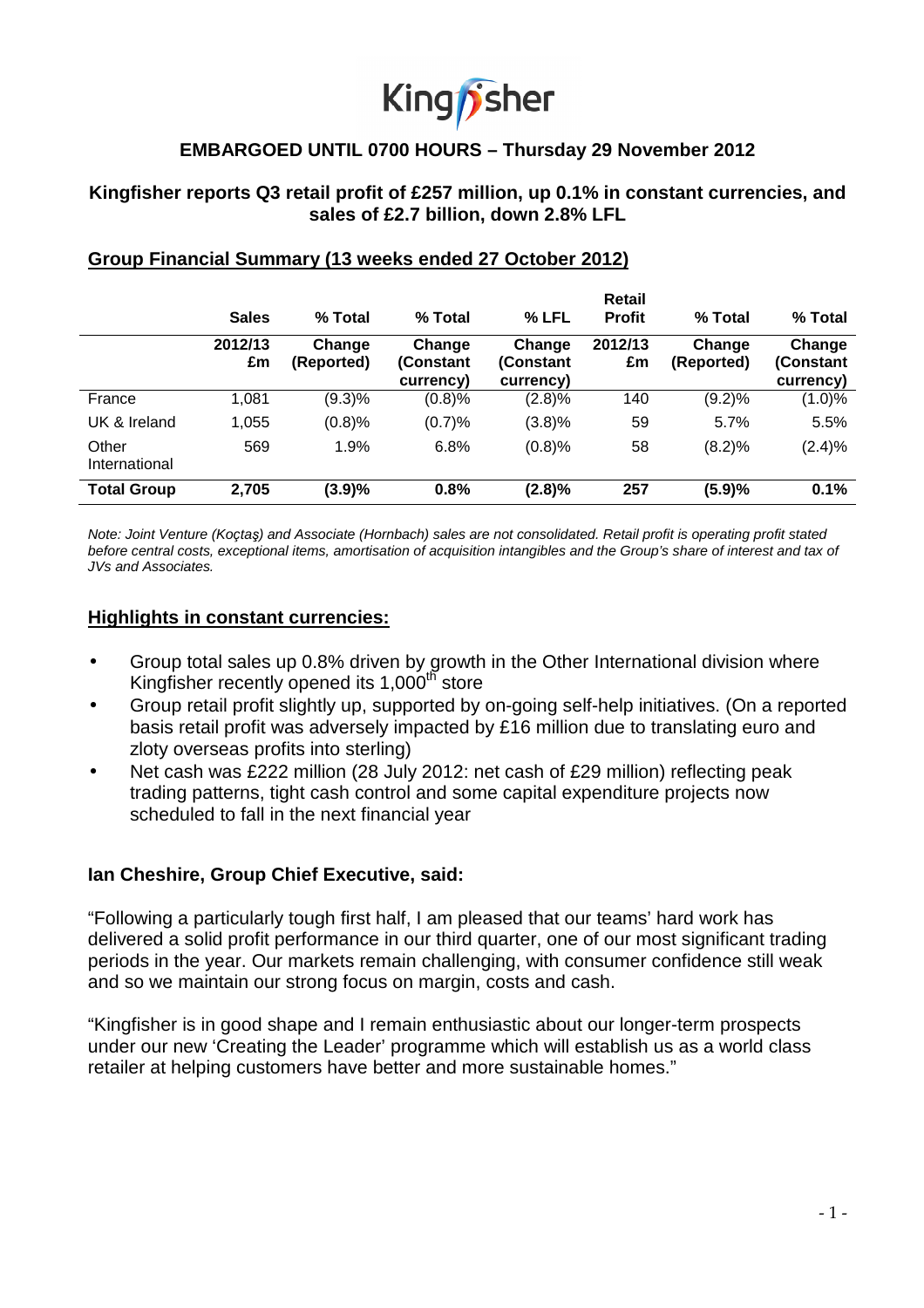# Kingfisher

**EMBARGOED UNTIL 0700 HOURS – Thursday 29 November 2012**

## Kingfisher reports Q3 retail profit of £257 million, up 0.1% in constant currencies, and sales of £2.7 billion, down 2.8% LFL

### Group Financial Summary (13 weeks ended 27 October 2012)

| | Sales | % Total | % Total | % LFL | Retail Profit | % Total | % Total |
|---|---|---|---|---|---|---|---|
| | 2012/13 £m | Change (Reported) | Change (Constant currency) | Change (Constant currency) | 2012/13 £m | Change (Reported) | Change (Constant currency) |
| France | 1,081 | (9.3)% | (0.8)% | (2.8)% | 140 | (9.2)% | (1.0)% |
| UK & Ireland | 1,055 | (0.8)% | (0.7)% | (3.8)% | 59 | 5.7% | 5.5% |
| Other International | 569 | 1.9% | 6.8% | (0.8)% | 58 | (8.2)% | (2.4)% |
| **Total Group** | **2,705** | **(3.9)%** | **0.8%** | **(2.8)%** | **257** | **(5.9)%** | **0.1%** |

*Note: Joint Venture (Koçtaş) and Associate (Hornbach) sales are not consolidated. Retail profit is operating profit stated before central costs, exceptional items, amortisation of acquisition intangibles and the Group's share of interest and tax of JVs and Associates.*

### Highlights in constant currencies:

- Group total sales up 0.8% driven by growth in the Other International division where Kingfisher recently opened its 1,000th store
- Group retail profit slightly up, supported by on-going self-help initiatives. (On a reported basis retail profit was adversely impacted by £16 million due to translating euro and zloty overseas profits into sterling)
- Net cash was £222 million (28 July 2012: net cash of £29 million) reflecting peak trading patterns, tight cash control and some capital expenditure projects now scheduled to fall in the next financial year

### Ian Cheshire, Group Chief Executive, said:

"Following a particularly tough first half, I am pleased that our teams' hard work has delivered a solid profit performance in our third quarter, one of our most significant trading periods in the year. Our markets remain challenging, with consumer confidence still weak and so we maintain our strong focus on margin, costs and cash.

"Kingfisher is in good shape and I remain enthusiastic about our longer-term prospects under our new 'Creating the Leader' programme which will establish us as a world class retailer at helping customers have better and more sustainable homes."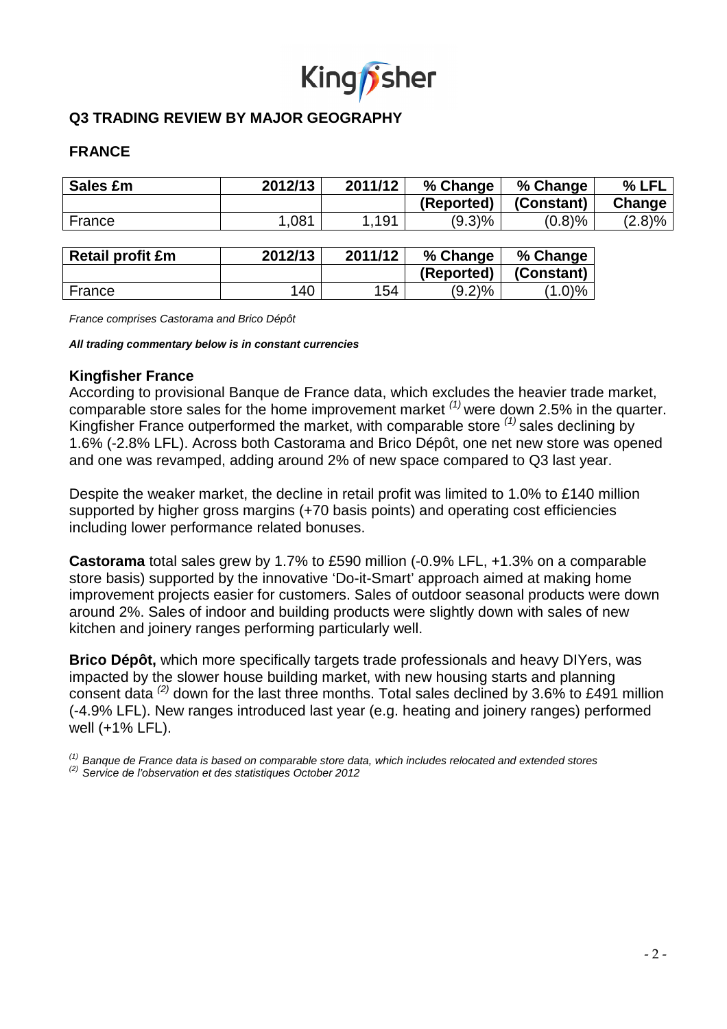## Q3 TRADING REVIEW BY MAJOR GEOGRAPHY

### FRANCE

| Sales £m | 2012/13 | 2011/12 | % Change (Reported) | % Change (Constant) | % LFL Change |
|---|---|---|---|---|---|
| France | 1,081 | 1,191 | (9.3)% | (0.8)% | (2.8)% |

| Retail profit £m | 2012/13 | 2011/12 | % Change (Reported) | % Change (Constant) |
|---|---|---|---|---|
| France | 140 | 154 | (9.2)% | (1.0)% |

*France comprises Castorama and Brico Dépôt*

***All trading commentary below is in constant currencies***

**Kingfisher France**

According to provisional Banque de France data, which excludes the heavier trade market, comparable store sales for the home improvement market [(1)] were down 2.5% in the quarter. Kingfisher France outperformed the market, with comparable store [(1)] sales declining by 1.6% (-2.8% LFL). Across both Castorama and Brico Dépôt, one net new store was opened and one was revamped, adding around 2% of new space compared to Q3 last year.

Despite the weaker market, the decline in retail profit was limited to 1.0% to £140 million supported by higher gross margins (+70 basis points) and operating cost efficiencies including lower performance related bonuses.

**Castorama** total sales grew by 1.7% to £590 million (-0.9% LFL, +1.3% on a comparable store basis) supported by the innovative 'Do-it-Smart' approach aimed at making home improvement projects easier for customers. Sales of outdoor seasonal products were down around 2%. Sales of indoor and building products were slightly down with sales of new kitchen and joinery ranges performing particularly well.

**Brico Dépôt,** which more specifically targets trade professionals and heavy DIYers, was impacted by the slower house building market, with new housing starts and planning consent data [(2)] down for the last three months. Total sales declined by 3.6% to £491 million (-4.9% LFL). New ranges introduced last year (e.g. heating and joinery ranges) performed well (+1% LFL).

*[(1)] Banque de France data is based on comparable store data, which includes relocated and extended stores*
*[(2)] Service de l'observation et des statistiques October 2012*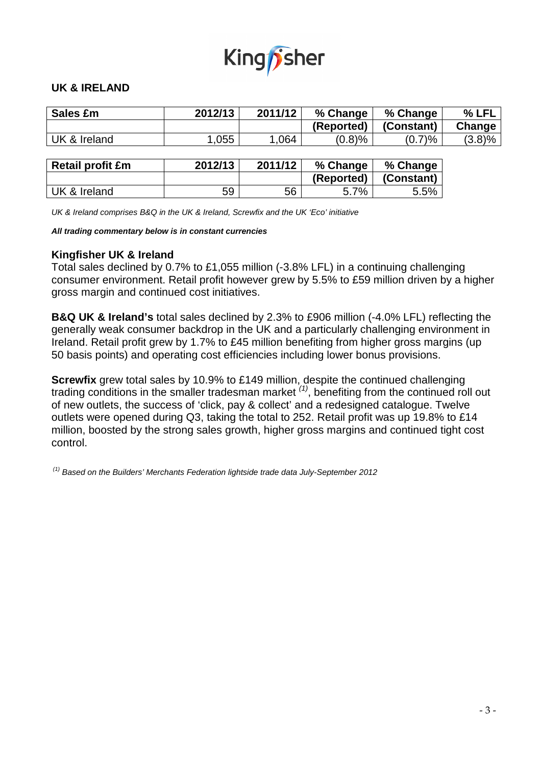## UK & IRELAND

| Sales £m | 2012/13 | 2011/12 | % Change (Reported) | % Change (Constant) | % LFL Change |
|---|---|---|---|---|---|
| UK & Ireland | 1,055 | 1,064 | (0.8)% | (0.7)% | (3.8)% |

| Retail profit £m | 2012/13 | 2011/12 | % Change (Reported) | % Change (Constant) |
|---|---|---|---|---|
| UK & Ireland | 59 | 56 | 5.7% | 5.5% |

*UK & Ireland comprises B&Q in the UK & Ireland, Screwfix and the UK 'Eco' initiative*

***All trading commentary below is in constant currencies***

### Kingfisher UK & Ireland

Total sales declined by 0.7% to £1,055 million (-3.8% LFL) in a continuing challenging consumer environment. Retail profit however grew by 5.5% to £59 million driven by a higher gross margin and continued cost initiatives.

**B&Q UK & Ireland's** total sales declined by 2.3% to £906 million (-4.0% LFL) reflecting the generally weak consumer backdrop in the UK and a particularly challenging environment in Ireland. Retail profit grew by 1.7% to £45 million benefiting from higher gross margins (up 50 basis points) and operating cost efficiencies including lower bonus provisions.

**Screwfix** grew total sales by 10.9% to £149 million, despite the continued challenging trading conditions in the smaller tradesman market [(1)], benefiting from the continued roll out of new outlets, the success of 'click, pay & collect' and a redesigned catalogue. Twelve outlets were opened during Q3, taking the total to 252. Retail profit was up 19.8% to £14 million, boosted by the strong sales growth, higher gross margins and continued tight cost control.

*[(1)] Based on the Builders' Merchants Federation lightside trade data July-September 2012*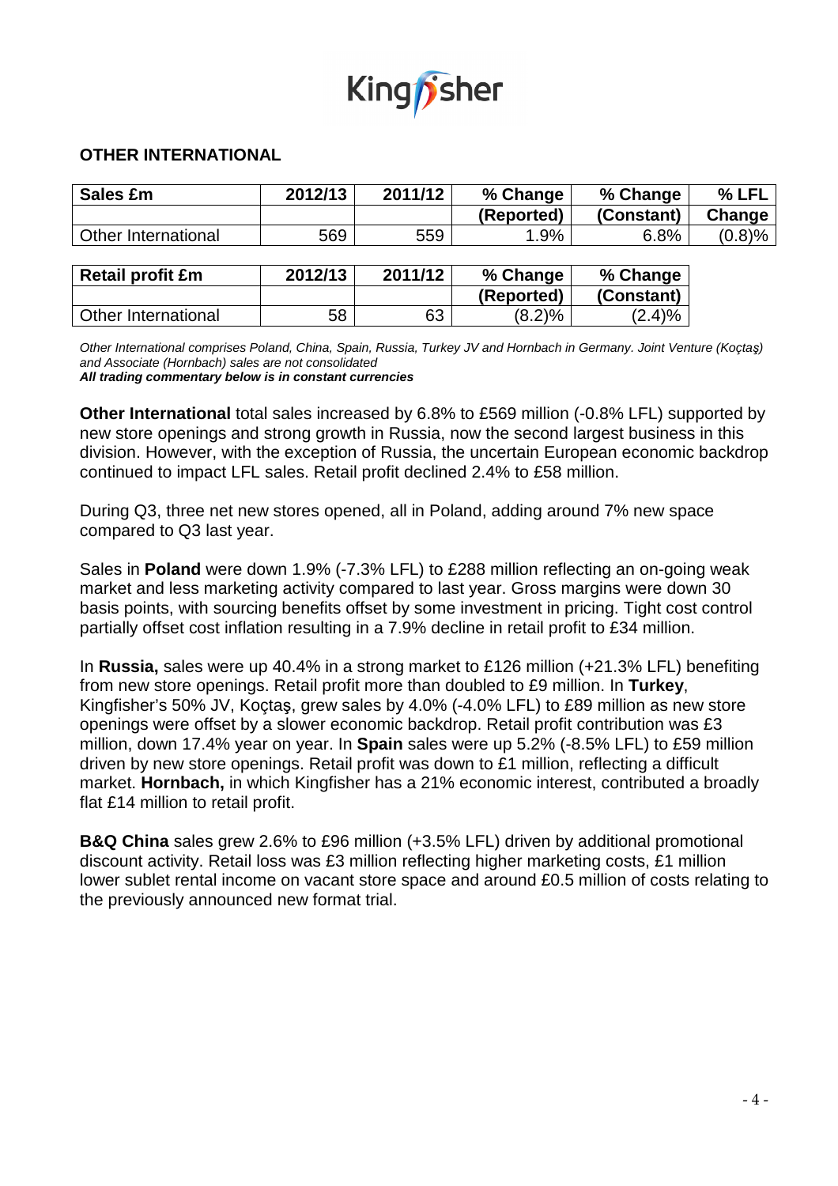## OTHER INTERNATIONAL

| Sales £m | 2012/13 | 2011/12 | % Change (Reported) | % Change (Constant) | % LFL Change |
|---|---|---|---|---|---|
| Other International | 569 | 559 | 1.9% | 6.8% | (0.8)% |

| Retail profit £m | 2012/13 | 2011/12 | % Change (Reported) | % Change (Constant) |
|---|---|---|---|---|
| Other International | 58 | 63 | (8.2)% | (2.4)% |

*Other International comprises Poland, China, Spain, Russia, Turkey JV and Hornbach in Germany. Joint Venture (Koçtaş) and Associate (Hornbach) sales are not consolidated*
***All trading commentary below is in constant currencies***

**Other International** total sales increased by 6.8% to £569 million (-0.8% LFL) supported by new store openings and strong growth in Russia, now the second largest business in this division. However, with the exception of Russia, the uncertain European economic backdrop continued to impact LFL sales. Retail profit declined 2.4% to £58 million.

During Q3, three net new stores opened, all in Poland, adding around 7% new space compared to Q3 last year.

Sales in **Poland** were down 1.9% (-7.3% LFL) to £288 million reflecting an on-going weak market and less marketing activity compared to last year. Gross margins were down 30 basis points, with sourcing benefits offset by some investment in pricing. Tight cost control partially offset cost inflation resulting in a 7.9% decline in retail profit to £34 million.

In **Russia,** sales were up 40.4% in a strong market to £126 million (+21.3% LFL) benefiting from new store openings. Retail profit more than doubled to £9 million. In **Turkey**, Kingfisher's 50% JV, Koçtaş, grew sales by 4.0% (-4.0% LFL) to £89 million as new store openings were offset by a slower economic backdrop. Retail profit contribution was £3 million, down 17.4% year on year. In **Spain** sales were up 5.2% (-8.5% LFL) to £59 million driven by new store openings. Retail profit was down to £1 million, reflecting a difficult market. **Hornbach,** in which Kingfisher has a 21% economic interest, contributed a broadly flat £14 million to retail profit.

**B&Q China** sales grew 2.6% to £96 million (+3.5% LFL) driven by additional promotional discount activity. Retail loss was £3 million reflecting higher marketing costs, £1 million lower sublet rental income on vacant store space and around £0.5 million of costs relating to the previously announced new format trial.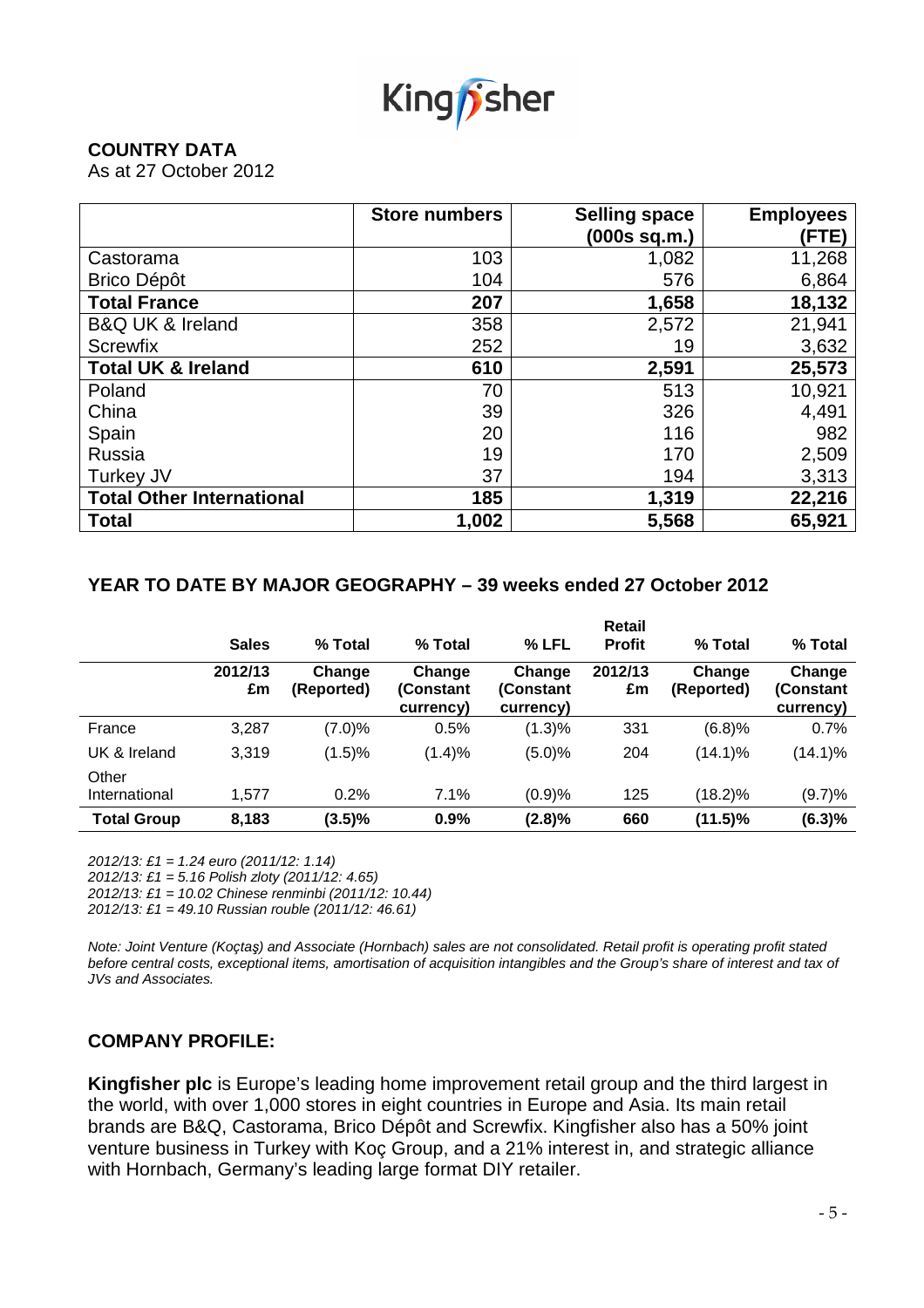**COUNTRY DATA**

As at 27 October 2012

| | Store numbers | Selling space (000s sq.m.) | Employees (FTE) |
|---|---|---|---|
| Castorama | 103 | 1,082 | 11,268 |
| Brico Dépôt | 104 | 576 | 6,864 |
| **Total France** | **207** | **1,658** | **18,132** |
| B&Q UK & Ireland | 358 | 2,572 | 21,941 |
| Screwfix | 252 | 19 | 3,632 |
| **Total UK & Ireland** | **610** | **2,591** | **25,573** |
| Poland | 70 | 513 | 10,921 |
| China | 39 | 326 | 4,491 |
| Spain | 20 | 116 | 982 |
| Russia | 19 | 170 | 2,509 |
| Turkey JV | 37 | 194 | 3,313 |
| **Total Other International** | **185** | **1,319** | **22,216** |
| **Total** | **1,002** | **5,568** | **65,921** |

## YEAR TO DATE BY MAJOR GEOGRAPHY – 39 weeks ended 27 October 2012

| | Sales | % Total | % Total | % LFL | Retail Profit | % Total | % Total |
|---|---|---|---|---|---|---|---|
| | 2012/13 £m | Change (Reported) | Change (Constant currency) | Change (Constant currency) | 2012/13 £m | Change (Reported) | Change (Constant currency) |
| France | 3,287 | (7.0)% | 0.5% | (1.3)% | 331 | (6.8)% | 0.7% |
| UK & Ireland | 3,319 | (1.5)% | (1.4)% | (5.0)% | 204 | (14.1)% | (14.1)% |
| Other International | 1,577 | 0.2% | 7.1% | (0.9)% | 125 | (18.2)% | (9.7)% |
| **Total Group** | **8,183** | **(3.5)%** | **0.9%** | **(2.8)%** | **660** | **(11.5)%** | **(6.3)%** |

*2012/13: £1 = 1.24 euro (2011/12: 1.14)*
*2012/13: £1 = 5.16 Polish zloty (2011/12: 4.65)*
*2012/13: £1 = 10.02 Chinese renminbi (2011/12: 10.44)*
*2012/13: £1 = 49.10 Russian rouble (2011/12: 46.61)*

*Note: Joint Venture (Koçtaş) and Associate (Hornbach) sales are not consolidated. Retail profit is operating profit stated before central costs, exceptional items, amortisation of acquisition intangibles and the Group's share of interest and tax of JVs and Associates.*

## COMPANY PROFILE:

**Kingfisher plc** is Europe's leading home improvement retail group and the third largest in the world, with over 1,000 stores in eight countries in Europe and Asia. Its main retail brands are B&Q, Castorama, Brico Dépôt and Screwfix. Kingfisher also has a 50% joint venture business in Turkey with Koç Group, and a 21% interest in, and strategic alliance with Hornbach, Germany's leading large format DIY retailer.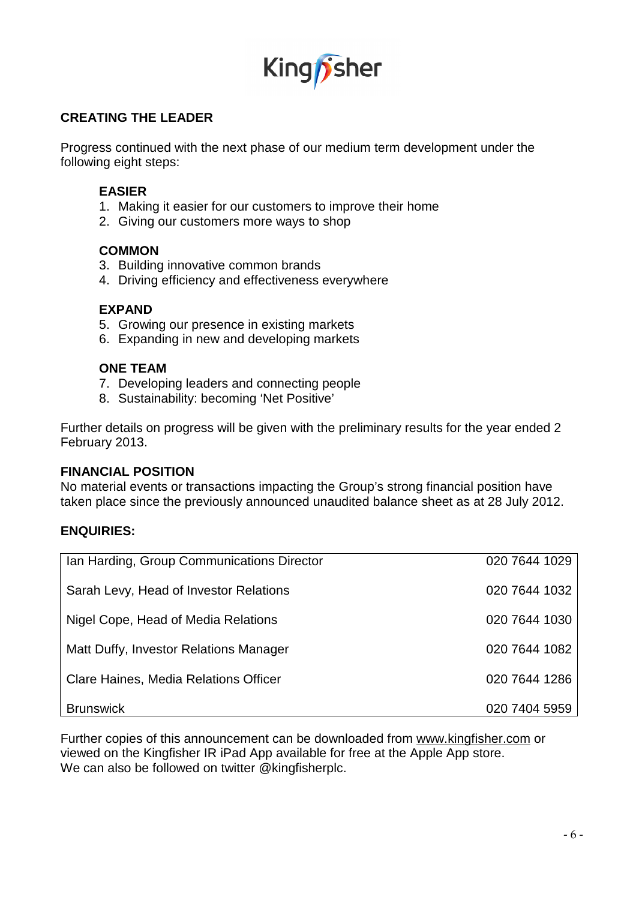## CREATING THE LEADER

Progress continued with the next phase of our medium term development under the following eight steps:

**EASIER**

1. Making it easier for our customers to improve their home
2. Giving our customers more ways to shop

**COMMON**

3. Building innovative common brands
4. Driving efficiency and effectiveness everywhere

**EXPAND**

5. Growing our presence in existing markets
6. Expanding in new and developing markets

**ONE TEAM**

7. Developing leaders and connecting people
8. Sustainability: becoming 'Net Positive'

Further details on progress will be given with the preliminary results for the year ended 2 February 2013.

## FINANCIAL POSITION

No material events or transactions impacting the Group's strong financial position have taken place since the previously announced unaudited balance sheet as at 28 July 2012.

## ENQUIRIES:

| | |
|---|---|
| Ian Harding, Group Communications Director | 020 7644 1029 |
| Sarah Levy, Head of Investor Relations | 020 7644 1032 |
| Nigel Cope, Head of Media Relations | 020 7644 1030 |
| Matt Duffy, Investor Relations Manager | 020 7644 1082 |
| Clare Haines, Media Relations Officer | 020 7644 1286 |
| Brunswick | 020 7404 5959 |

Further copies of this announcement can be downloaded from www.kingfisher.com or viewed on the Kingfisher IR iPad App available for free at the Apple App store. We can also be followed on twitter @kingfisherplc.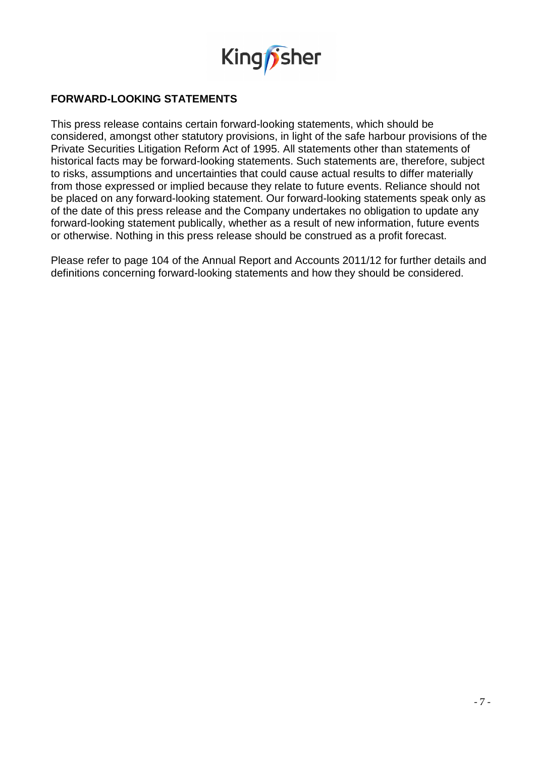## FORWARD-LOOKING STATEMENTS

This press release contains certain forward-looking statements, which should be considered, amongst other statutory provisions, in light of the safe harbour provisions of the Private Securities Litigation Reform Act of 1995. All statements other than statements of historical facts may be forward-looking statements. Such statements are, therefore, subject to risks, assumptions and uncertainties that could cause actual results to differ materially from those expressed or implied because they relate to future events. Reliance should not be placed on any forward-looking statement. Our forward-looking statements speak only as of the date of this press release and the Company undertakes no obligation to update any forward-looking statement publically, whether as a result of new information, future events or otherwise. Nothing in this press release should be construed as a profit forecast.

Please refer to page 104 of the Annual Report and Accounts 2011/12 for further details and definitions concerning forward-looking statements and how they should be considered.